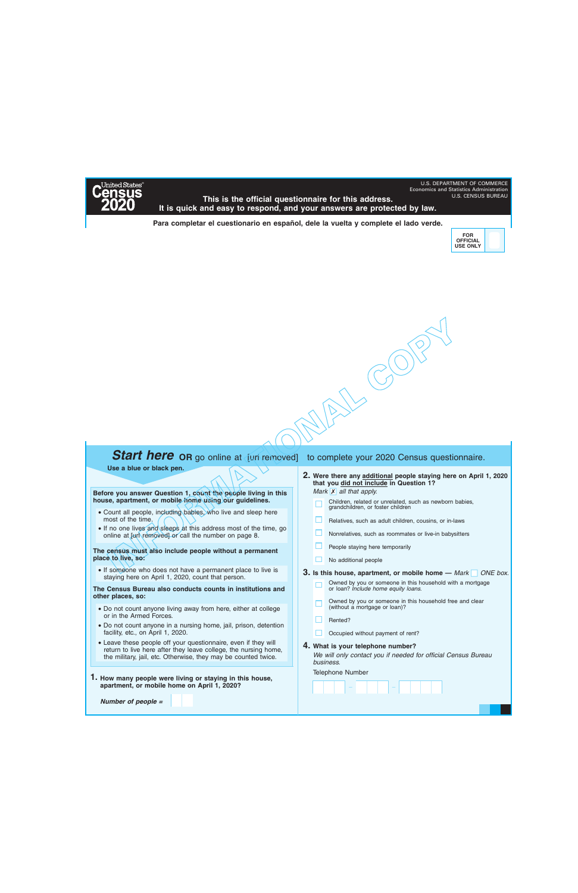United States® Census 2020

U.S. DEPARTMENT OF COMMERCE
Economics and Statistics Administration
U.S. CENSUS BUREAU

**This is the official questionnaire for this address.**
**It is quick and easy to respond, and your answers are protected by law.**

**Para completar el cuestionario en español, dele la vuelta y complete el lado verde.**

FOR OFFICIAL USE ONLY

INFORMATIONAL COPY

## *Start here* OR go online at [url removed] to complete your 2020 Census questionnaire.

**Use a blue or black pen.**

**Before you answer Question 1, count the people living in this house, apartment, or mobile home using our guidelines.**

- Count all people, including babies, who live and sleep here most of the time.
- If no one lives and sleeps at this address most of the time, go online at [url removed] or call the number on page 8.

**The census must also include people without a permanent place to live, so:**

- If someone who does not have a permanent place to live is staying here on April 1, 2020, count that person.

**The Census Bureau also conducts counts in institutions and other places, so:**

- Do not count anyone living away from here, either at college or in the Armed Forces.
- Do not count anyone in a nursing home, jail, prison, detention facility, etc., on April 1, 2020.
- Leave these people off your questionnaire, even if they will return to live here after they leave college, the nursing home, the military, jail, etc. Otherwise, they may be counted twice.

**1. How many people were living or staying in this house, apartment, or mobile home on April 1, 2020?**

*Number of people =* ☐☐

**2. Were there any additional people staying here on April 1, 2020 that you did not include in Question 1?**
*Mark* ☒ *all that apply.*

- ☐ Children, related or unrelated, such as newborn babies, grandchildren, or foster children
- ☐ Relatives, such as adult children, cousins, or in-laws
- ☐ Nonrelatives, such as roommates or live-in babysitters
- ☐ People staying here temporarily
- ☐ No additional people

**3. Is this house, apartment, or mobile home —** *Mark* ☐ *ONE box.*

- ☐ Owned by you or someone in this household with a mortgage or loan? *Include home equity loans.*
- ☐ Owned by you or someone in this household free and clear (without a mortgage or loan)?
- ☐ Rented?
- ☐ Occupied without payment of rent?

**4. What is your telephone number?**
*We will only contact you if needed for official Census Bureau business.*

Telephone Number

☐☐☐ – ☐☐☐ – ☐☐☐☐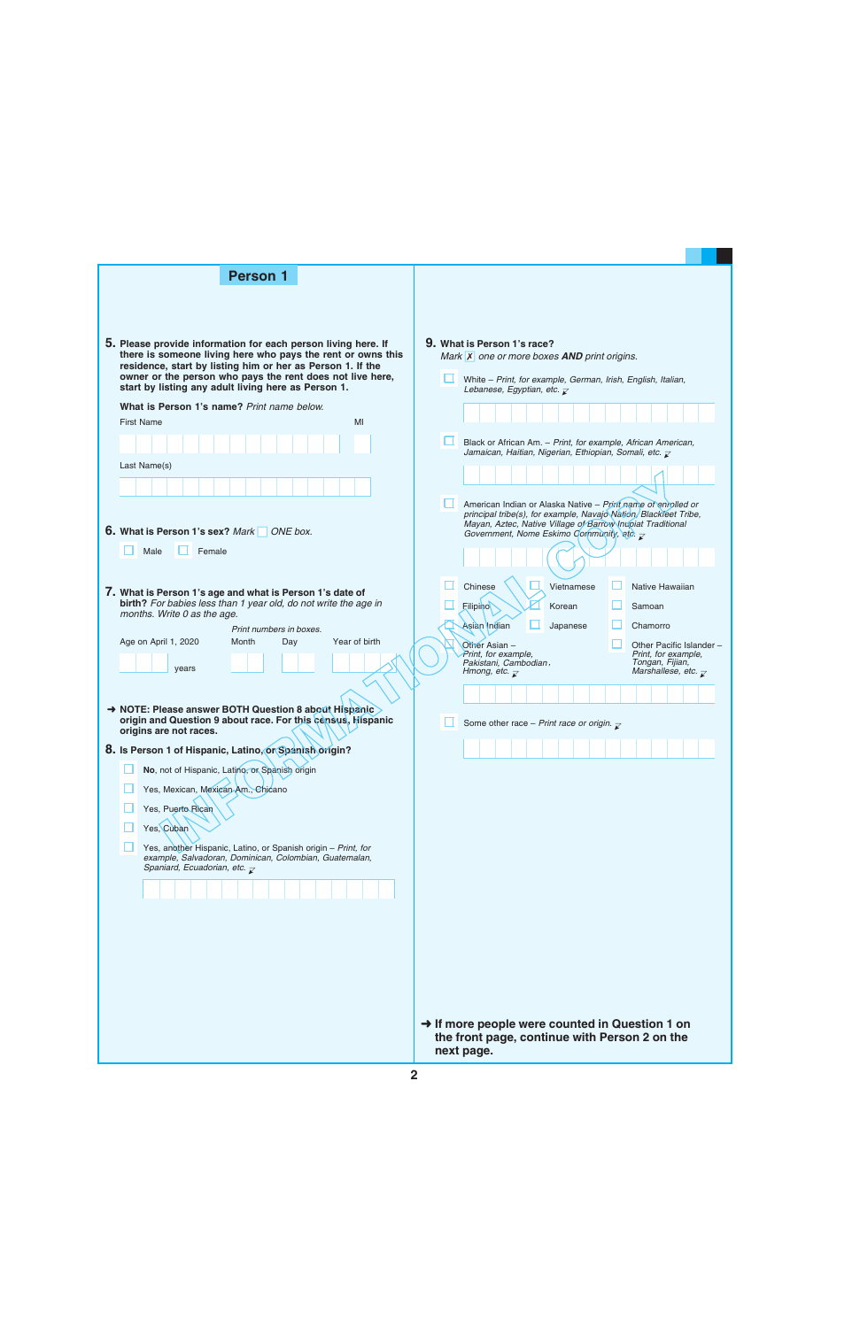## Person 1

**5.** **Please provide information for each person living here. If there is someone living here who pays the rent or owns this residence, start by listing him or her as Person 1. If the owner or the person who pays the rent does not live here, start by listing any adult living here as Person 1.**

**What is Person 1's name?** *Print name below.*

First Name | MI

Last Name(s)

**6.** **What is Person 1's sex?** *Mark* ☐ *ONE box.*

- ☐ Male
- ☐ Female

**7.** **What is Person 1's age and what is Person 1's date of birth?** *For babies less than 1 year old, do not write the age in months. Write 0 as the age.*

*Print numbers in boxes.*

Age on April 1, 2020 ___ years | Month | Day | Year of birth

➜ **NOTE: Please answer BOTH Question 8 about Hispanic origin and Question 9 about race. For this census, Hispanic origins are not races.**

**8.** **Is Person 1 of Hispanic, Latino, or Spanish origin?**

- ☐ **No**, not of Hispanic, Latino, or Spanish origin
- ☐ Yes, Mexican, Mexican Am., Chicano
- ☐ Yes, Puerto Rican
- ☐ Yes, Cuban
- ☐ Yes, another Hispanic, Latino, or Spanish origin – *Print, for example, Salvadoran, Dominican, Colombian, Guatemalan, Spaniard, Ecuadorian, etc.*

**9.** **What is Person 1's race?**

*Mark* ☒ *one or more boxes* ***AND*** *print origins.*

- ☐ White – *Print, for example, German, Irish, English, Italian, Lebanese, Egyptian, etc.*
- ☐ Black or African Am. – *Print, for example, African American, Jamaican, Haitian, Nigerian, Ethiopian, Somali, etc.*
- ☐ American Indian or Alaska Native – *Print name of enrolled or principal tribe(s), for example, Navajo Nation, Blackfeet Tribe, Mayan, Aztec, Native Village of Barrow Inupiat Traditional Government, Nome Eskimo Community, etc.*
- ☐ Chinese
- ☐ Vietnamese
- ☐ Native Hawaiian
- ☐ Filipino
- ☐ Korean
- ☐ Samoan
- ☐ Asian Indian
- ☐ Japanese
- ☐ Chamorro
- ☐ Other Asian – *Print, for example, Pakistani, Cambodian, Hmong, etc.*
- ☐ Other Pacific Islander – *Print, for example, Tongan, Fijian, Marshallese, etc.*
- ☐ Some other race – *Print race or origin.*

➜ **If more people were counted in Question 1 on the front page, continue with Person 2 on the next page.**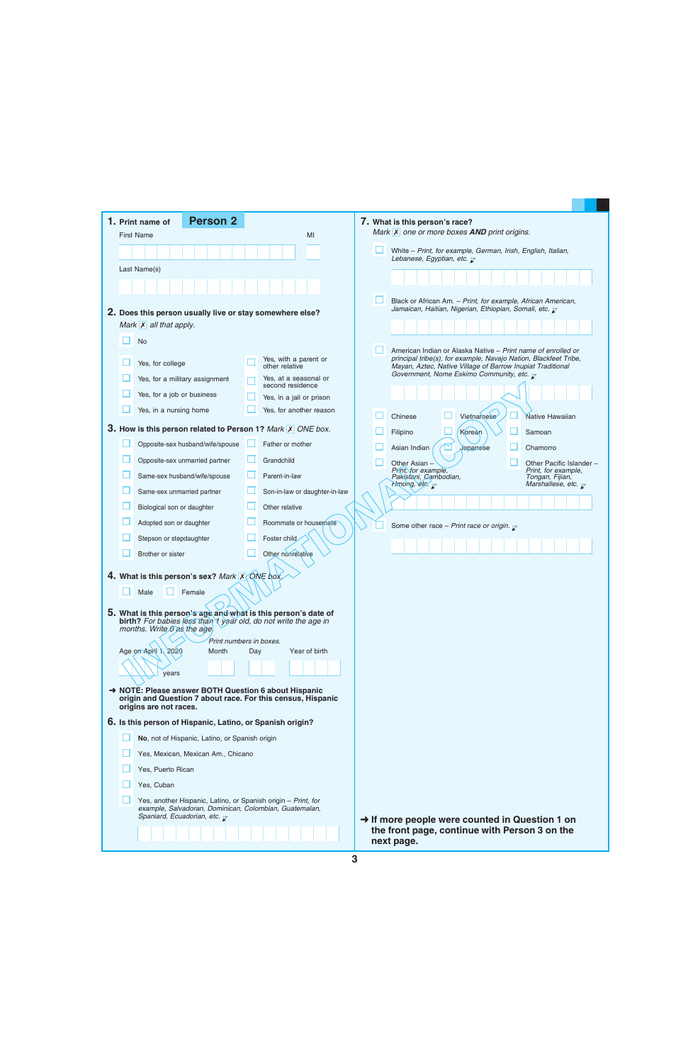**1. Print name of Person 2**

First Name

MI

Last Name(s)

**2. Does this person usually live or stay somewhere else?**
*Mark ✗ all that apply.*

- ☐ No
- ☐ Yes, for college
- ☐ Yes, for a military assignment
- ☐ Yes, for a job or business
- ☐ Yes, in a nursing home
- ☐ Yes, with a parent or other relative
- ☐ Yes, at a seasonal or second residence
- ☐ Yes, in a jail or prison
- ☐ Yes, for another reason

**3. How is this person related to Person 1?** *Mark ✗ ONE box.*

- ☐ Opposite-sex husband/wife/spouse
- ☐ Opposite-sex unmarried partner
- ☐ Same-sex husband/wife/spouse
- ☐ Same-sex unmarried partner
- ☐ Biological son or daughter
- ☐ Adopted son or daughter
- ☐ Stepson or stepdaughter
- ☐ Brother or sister
- ☐ Father or mother
- ☐ Grandchild
- ☐ Parent-in-law
- ☐ Son-in-law or daughter-in-law
- ☐ Other relative
- ☐ Roommate or housemate
- ☐ Foster child
- ☐ Other nonrelative

**4. What is this person's sex?** *Mark ✗ ONE box.*

- ☐ Male
- ☐ Female

**5. What is this person's age and what is this person's date of birth?** *For babies less than 1 year old, do not write the age in months. Write 0 as the age.*

*Print numbers in boxes.*

Age on April 1, 2020 ______ years | Month | Day | Year of birth

➜ **NOTE: Please answer BOTH Question 6 about Hispanic origin and Question 7 about race. For this census, Hispanic origins are not races.**

**6. Is this person of Hispanic, Latino, or Spanish origin?**

- ☐ **No**, not of Hispanic, Latino, or Spanish origin
- ☐ Yes, Mexican, Mexican Am., Chicano
- ☐ Yes, Puerto Rican
- ☐ Yes, Cuban
- ☐ Yes, another Hispanic, Latino, or Spanish origin – *Print, for example, Salvadoran, Dominican, Colombian, Guatemalan, Spaniard, Ecuadorian, etc.*

**7. What is this person's race?**
*Mark ✗ one or more boxes AND print origins.*

- ☐ White – *Print, for example, German, Irish, English, Italian, Lebanese, Egyptian, etc.*
- ☐ Black or African Am. – *Print, for example, African American, Jamaican, Haitian, Nigerian, Ethiopian, Somali, etc.*
- ☐ American Indian or Alaska Native – *Print name of enrolled or principal tribe(s), for example, Navajo Nation, Blackfeet Tribe, Mayan, Aztec, Native Village of Barrow Inupiat Traditional Government, Nome Eskimo Community, etc.*
- ☐ Chinese
- ☐ Filipino
- ☐ Asian Indian
- ☐ Vietnamese
- ☐ Korean
- ☐ Japanese
- ☐ Native Hawaiian
- ☐ Samoan
- ☐ Chamorro
- ☐ Other Asian – *Print, for example, Pakistani, Cambodian, Hmong, etc.*
- ☐ Other Pacific Islander – *Print, for example, Tongan, Fijian, Marshallese, etc.*
- ☐ Some other race – *Print race or origin.*

➜ **If more people were counted in Question 1 on the front page, continue with Person 3 on the next page.**

INFORMATIONAL COPY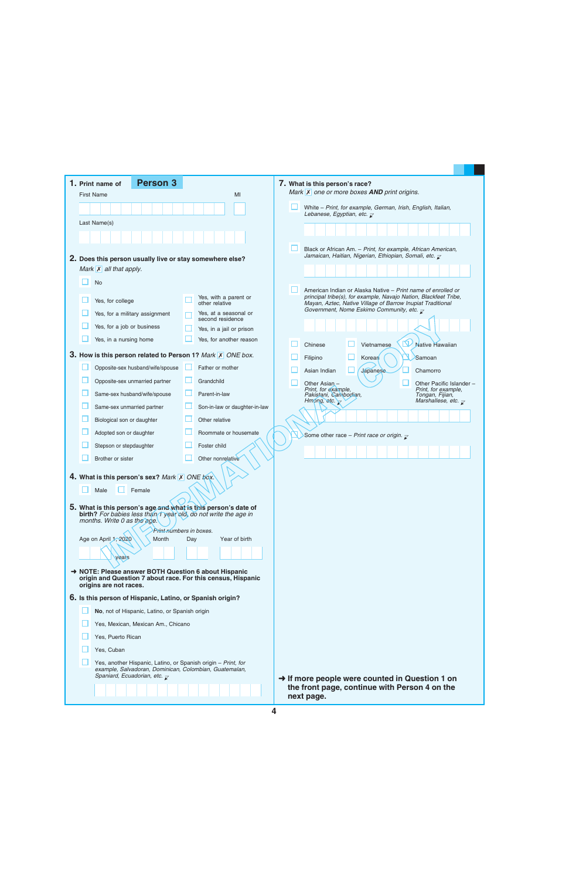**1.** Print name of **Person 3**

First Name MI

Last Name(s)

**2. Does this person usually live or stay somewhere else?**
*Mark* [X] *all that apply.*

- [ ] No
- [ ] Yes, for college
- [ ] Yes, for a military assignment
- [ ] Yes, for a job or business
- [ ] Yes, in a nursing home
- [ ] Yes, with a parent or other relative
- [ ] Yes, at a seasonal or second residence
- [ ] Yes, in a jail or prison
- [ ] Yes, for another reason

**3. How is this person related to Person 1?** *Mark* [X] *ONE box.*

- [ ] Opposite-sex husband/wife/spouse
- [ ] Opposite-sex unmarried partner
- [ ] Same-sex husband/wife/spouse
- [ ] Same-sex unmarried partner
- [ ] Biological son or daughter
- [ ] Adopted son or daughter
- [ ] Stepson or stepdaughter
- [ ] Brother or sister
- [ ] Father or mother
- [ ] Grandchild
- [ ] Parent-in-law
- [ ] Son-in-law or daughter-in-law
- [ ] Other relative
- [ ] Roommate or housemate
- [ ] Foster child
- [ ] Other nonrelative

**4. What is this person's sex?** *Mark* [X] *ONE box.*

- [ ] Male
- [ ] Female

**5. What is this person's age and what is this person's date of birth?** *For babies less than 1 year old, do not write the age in months. Write 0 as the age.*

*Print numbers in boxes.*

Age on April 1, 2020 ____ years    Month    Day    Year of birth

➜ **NOTE: Please answer BOTH Question 6 about Hispanic origin and Question 7 about race. For this census, Hispanic origins are not races.**

**6. Is this person of Hispanic, Latino, or Spanish origin?**

- [ ] **No**, not of Hispanic, Latino, or Spanish origin
- [ ] Yes, Mexican, Mexican Am., Chicano
- [ ] Yes, Puerto Rican
- [ ] Yes, Cuban
- [ ] Yes, another Hispanic, Latino, or Spanish origin – *Print, for example, Salvadoran, Dominican, Colombian, Guatemalan, Spaniard, Ecuadorian, etc.*

**7. What is this person's race?**
*Mark* [X] *one or more boxes* ***AND*** *print origins.*

- [ ] White – *Print, for example, German, Irish, English, Italian, Lebanese, Egyptian, etc.*
- [ ] Black or African Am. – *Print, for example, African American, Jamaican, Haitian, Nigerian, Ethiopian, Somali, etc.*
- [ ] American Indian or Alaska Native – *Print name of enrolled or principal tribe(s), for example, Navajo Nation, Blackfeet Tribe, Mayan, Aztec, Native Village of Barrow Inupiat Traditional Government, Nome Eskimo Community, etc.*
- [ ] Chinese
- [ ] Vietnamese
- [ ] Native Hawaiian
- [ ] Filipino
- [ ] Korean
- [ ] Samoan
- [ ] Asian Indian
- [ ] Japanese
- [ ] Chamorro
- [ ] Other Asian – *Print, for example, Pakistani, Cambodian, Hmong, etc.*
- [ ] Other Pacific Islander – *Print, for example, Tongan, Fijian, Marshallese, etc.*
- [ ] Some other race – *Print race or origin.*

➜ **If more people were counted in Question 1 on the front page, continue with Person 4 on the next page.**

INFORMATIONAL COPY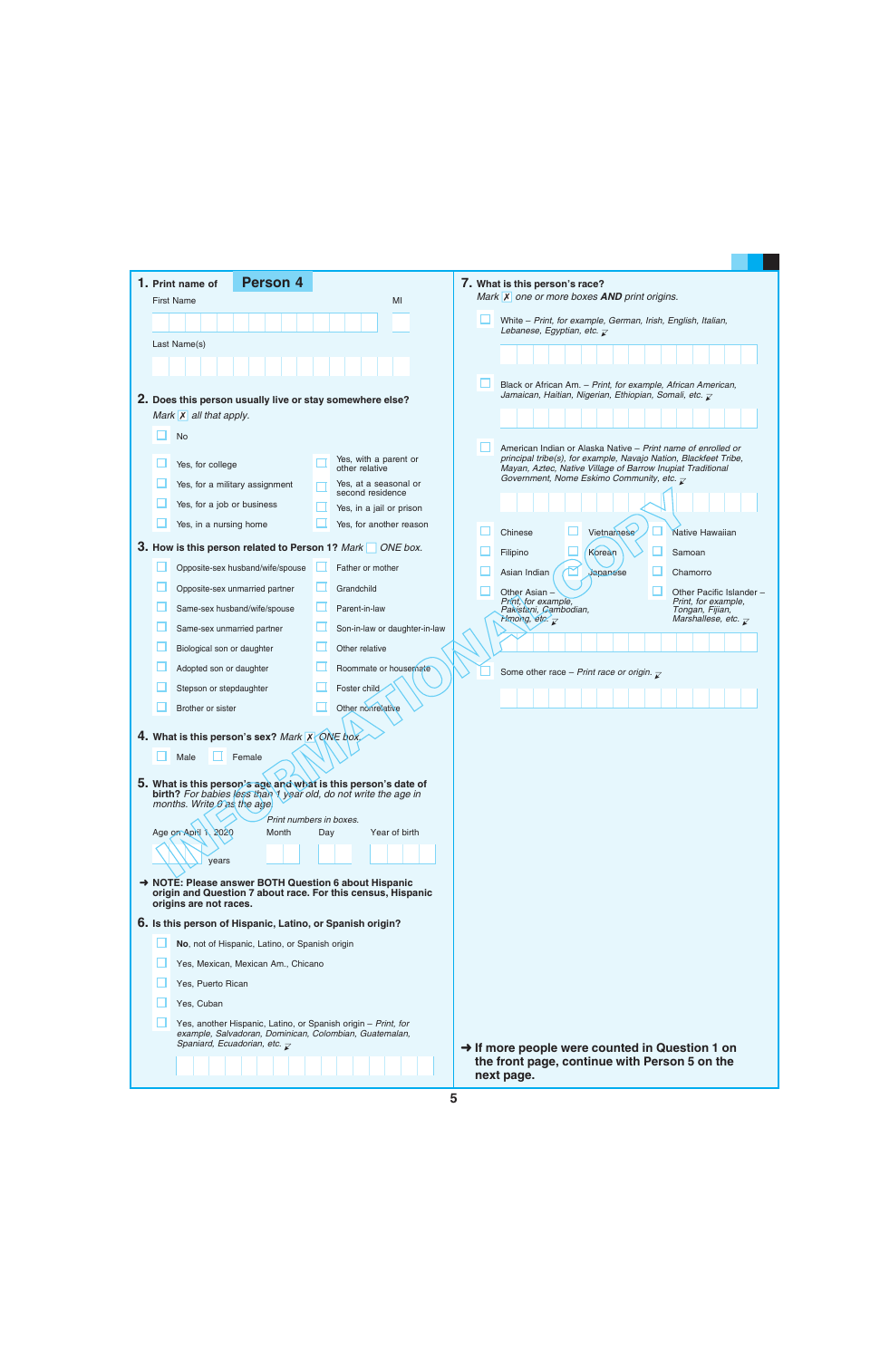## 1. Print name of **Person 4**

First Name

MI

Last Name(s)

## 2. Does this person usually live or stay somewhere else?

*Mark ✗ all that apply.*

- ☐ No
- ☐ Yes, for college
- ☐ Yes, for a military assignment
- ☐ Yes, for a job or business
- ☐ Yes, in a nursing home
- ☐ Yes, with a parent or other relative
- ☐ Yes, at a seasonal or second residence
- ☐ Yes, in a jail or prison
- ☐ Yes, for another reason

## 3. How is this person related to Person 1? *Mark ☐ ONE box.*

- ☐ Opposite-sex husband/wife/spouse
- ☐ Opposite-sex unmarried partner
- ☐ Same-sex husband/wife/spouse
- ☐ Same-sex unmarried partner
- ☐ Biological son or daughter
- ☐ Adopted son or daughter
- ☐ Stepson or stepdaughter
- ☐ Brother or sister
- ☐ Father or mother
- ☐ Grandchild
- ☐ Parent-in-law
- ☐ Son-in-law or daughter-in-law
- ☐ Other relative
- ☐ Roommate or housemate
- ☐ Foster child
- ☐ Other nonrelative

## 4. What is this person's sex? *Mark ✗ ONE box.*

- ☐ Male
- ☐ Female

## 5. What is this person's age and what is this person's date of birth? *For babies less than 1 year old, do not write the age in months. Write 0 as the age.*

*Print numbers in boxes.*

Age on April 1, 2020 ____ years

Month | Day | Year of birth

➜ **NOTE: Please answer BOTH Question 6 about Hispanic origin and Question 7 about race. For this census, Hispanic origins are not races.**

## 6. Is this person of Hispanic, Latino, or Spanish origin?

- ☐ **No**, not of Hispanic, Latino, or Spanish origin
- ☐ Yes, Mexican, Mexican Am., Chicano
- ☐ Yes, Puerto Rican
- ☐ Yes, Cuban
- ☐ Yes, another Hispanic, Latino, or Spanish origin – *Print, for example, Salvadoran, Dominican, Colombian, Guatemalan, Spaniard, Ecuadorian, etc.* ↙

## 7. What is this person's race?

*Mark ✗ one or more boxes **AND** print origins.*

- ☐ White – *Print, for example, German, Irish, English, Italian, Lebanese, Egyptian, etc.* ↙
- ☐ Black or African Am. – *Print, for example, African American, Jamaican, Haitian, Nigerian, Ethiopian, Somali, etc.* ↙
- ☐ American Indian or Alaska Native – *Print name of enrolled or principal tribe(s), for example, Navajo Nation, Blackfeet Tribe, Mayan, Aztec, Native Village of Barrow Inupiat Traditional Government, Nome Eskimo Community, etc.* ↙
- ☐ Chinese
- ☐ Filipino
- ☐ Asian Indian
- ☐ Vietnamese
- ☐ Korean
- ☐ Japanese
- ☐ Native Hawaiian
- ☐ Samoan
- ☐ Chamorro
- ☐ Other Asian – *Print, for example, Pakistani, Cambodian, Hmong, etc.* ↙
- ☐ Other Pacific Islander – *Print, for example, Tongan, Fijian, Marshallese, etc.* ↙
- ☐ Some other race – *Print race or origin.* ↙

➜ **If more people were counted in Question 1 on the front page, continue with Person 5 on the next page.**

INFORMATIONAL COPY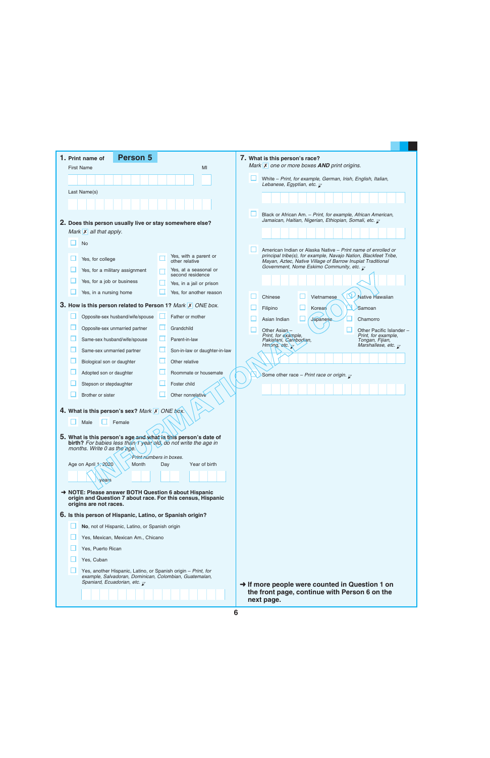**1.** Print name of **Person 5**

First Name MI

Last Name(s)

**2. Does this person usually live or stay somewhere else?**
*Mark* ☒ *all that apply.*

- ☐ No
- ☐ Yes, for college
- ☐ Yes, for a military assignment
- ☐ Yes, for a job or business
- ☐ Yes, in a nursing home
- ☐ Yes, with a parent or other relative
- ☐ Yes, at a seasonal or second residence
- ☐ Yes, in a jail or prison
- ☐ Yes, for another reason

**3. How is this person related to Person 1?** *Mark* ☒ *ONE box.*

- ☐ Opposite-sex husband/wife/spouse
- ☐ Opposite-sex unmarried partner
- ☐ Same-sex husband/wife/spouse
- ☐ Same-sex unmarried partner
- ☐ Biological son or daughter
- ☐ Adopted son or daughter
- ☐ Stepson or stepdaughter
- ☐ Brother or sister
- ☐ Father or mother
- ☐ Grandchild
- ☐ Parent-in-law
- ☐ Son-in-law or daughter-in-law
- ☐ Other relative
- ☐ Roommate or housemate
- ☐ Foster child
- ☐ Other nonrelative

**4. What is this person's sex?** *Mark* ☒ *ONE box.*

- ☐ Male
- ☐ Female

**5. What is this person's age and what is this person's date of birth?** *For babies less than 1 year old, do not write the age in months. Write 0 as the age.*

*Print numbers in boxes.*

Age on April 1, 2020 ___ years | Month | Day | Year of birth

**➜ NOTE: Please answer BOTH Question 6 about Hispanic origin and Question 7 about race. For this census, Hispanic origins are not races.**

**6. Is this person of Hispanic, Latino, or Spanish origin?**

- ☐ **No**, not of Hispanic, Latino, or Spanish origin
- ☐ Yes, Mexican, Mexican Am., Chicano
- ☐ Yes, Puerto Rican
- ☐ Yes, Cuban
- ☐ Yes, another Hispanic, Latino, or Spanish origin – *Print, for example, Salvadoran, Dominican, Colombian, Guatemalan, Spaniard, Ecuadorian, etc.*

**7. What is this person's race?**
*Mark* ☒ *one or more boxes **AND** print origins.*

- ☐ White – *Print, for example, German, Irish, English, Italian, Lebanese, Egyptian, etc.*
- ☐ Black or African Am. – *Print, for example, African American, Jamaican, Haitian, Nigerian, Ethiopian, Somali, etc.*
- ☐ American Indian or Alaska Native – *Print name of enrolled or principal tribe(s), for example, Navajo Nation, Blackfeet Tribe, Mayan, Aztec, Native Village of Barrow Inupiat Traditional Government, Nome Eskimo Community, etc.*
- ☐ Chinese
- ☐ Filipino
- ☐ Asian Indian
- ☐ Vietnamese
- ☐ Korean
- ☐ Japanese
- ☐ Native Hawaiian
- ☐ Samoan
- ☐ Chamorro
- ☐ Other Asian – *Print, for example, Pakistani, Cambodian, Hmong, etc.*
- ☐ Other Pacific Islander – *Print, for example, Tongan, Fijian, Marshallese, etc.*
- ☐ Some other race – *Print race or origin.*

**➜ If more people were counted in Question 1 on the front page, continue with Person 6 on the next page.**

INFORMATIONAL COPY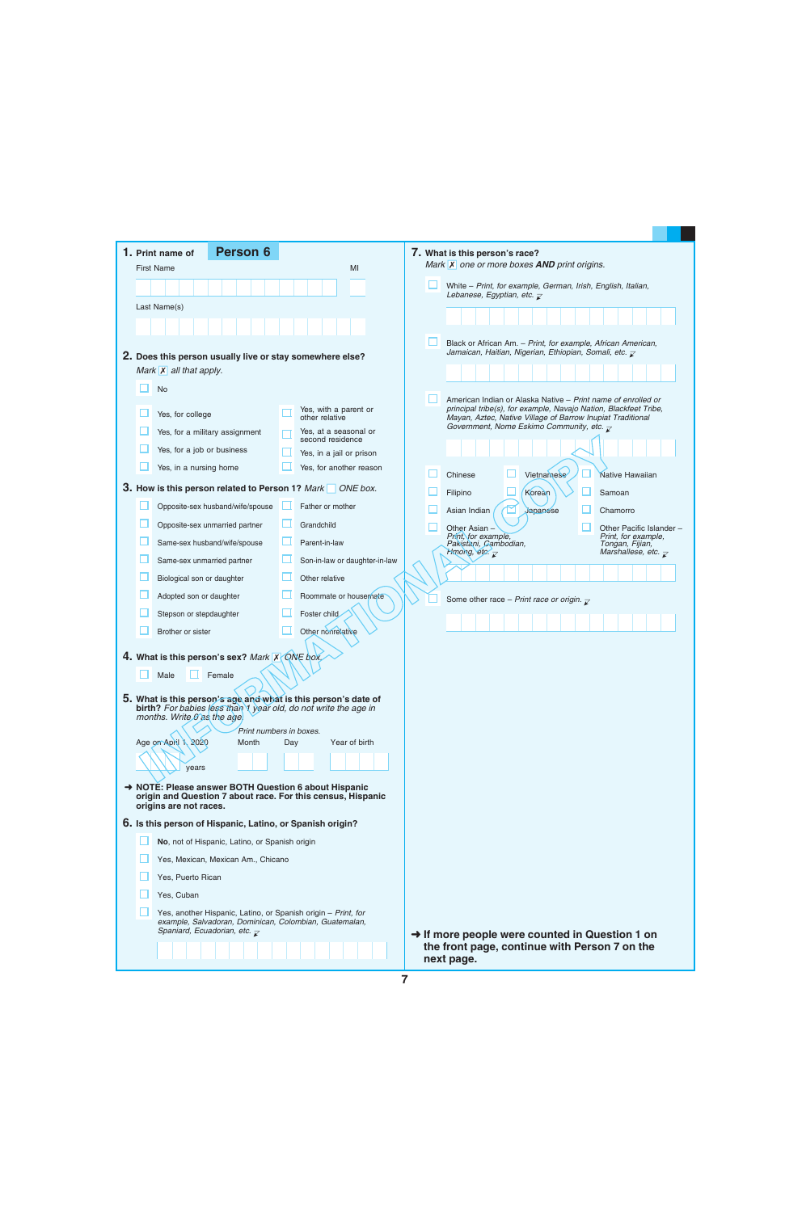## 1. Print name of **Person 6**

First Name

MI

Last Name(s)

## 2. Does this person usually live or stay somewhere else?

*Mark ✗ all that apply.*

- ☐ No
- ☐ Yes, for college
- ☐ Yes, for a military assignment
- ☐ Yes, for a job or business
- ☐ Yes, in a nursing home
- ☐ Yes, with a parent or other relative
- ☐ Yes, at a seasonal or second residence
- ☐ Yes, in a jail or prison
- ☐ Yes, for another reason

## 3. How is this person related to Person 1? *Mark ☐ ONE box.*

- ☐ Opposite-sex husband/wife/spouse
- ☐ Opposite-sex unmarried partner
- ☐ Same-sex husband/wife/spouse
- ☐ Same-sex unmarried partner
- ☐ Biological son or daughter
- ☐ Adopted son or daughter
- ☐ Stepson or stepdaughter
- ☐ Brother or sister
- ☐ Father or mother
- ☐ Grandchild
- ☐ Parent-in-law
- ☐ Son-in-law or daughter-in-law
- ☐ Other relative
- ☐ Roommate or housemate
- ☐ Foster child
- ☐ Other nonrelative

## 4. What is this person's sex? *Mark ✗ ONE box.*

- ☐ Male
- ☐ Female

## 5. What is this person's age and what is this person's date of birth? *For babies less than 1 year old, do not write the age in months. Write 0 as the age.*

*Print numbers in boxes.*

Age on April 1, 2020 ___ years

Month | Day | Year of birth

➜ **NOTE: Please answer BOTH Question 6 about Hispanic origin and Question 7 about race. For this census, Hispanic origins are not races.**

## 6. Is this person of Hispanic, Latino, or Spanish origin?

- ☐ **No**, not of Hispanic, Latino, or Spanish origin
- ☐ Yes, Mexican, Mexican Am., Chicano
- ☐ Yes, Puerto Rican
- ☐ Yes, Cuban
- ☐ Yes, another Hispanic, Latino, or Spanish origin – *Print, for example, Salvadoran, Dominican, Colombian, Guatemalan, Spaniard, Ecuadorian, etc.*

## 7. What is this person's race?

*Mark ✗ one or more boxes **AND** print origins.*

- ☐ White – *Print, for example, German, Irish, English, Italian, Lebanese, Egyptian, etc.*
- ☐ Black or African Am. – *Print, for example, African American, Jamaican, Haitian, Nigerian, Ethiopian, Somali, etc.*
- ☐ American Indian or Alaska Native – *Print name of enrolled or principal tribe(s), for example, Navajo Nation, Blackfeet Tribe, Mayan, Aztec, Native Village of Barrow Inupiat Traditional Government, Nome Eskimo Community, etc.*
- ☐ Chinese
- ☐ Filipino
- ☐ Asian Indian
- ☐ Other Asian – *Print, for example, Pakistani, Cambodian, Hmong, etc.*
- ☐ Vietnamese
- ☐ Korean
- ☐ Japanese
- ☐ Native Hawaiian
- ☐ Samoan
- ☐ Chamorro
- ☐ Other Pacific Islander – *Print, for example, Tongan, Fijian, Marshallese, etc.*
- ☐ Some other race – *Print race or origin.*

➜ **If more people were counted in Question 1 on the front page, continue with Person 7 on the next page.**

INFORMATIONAL COPY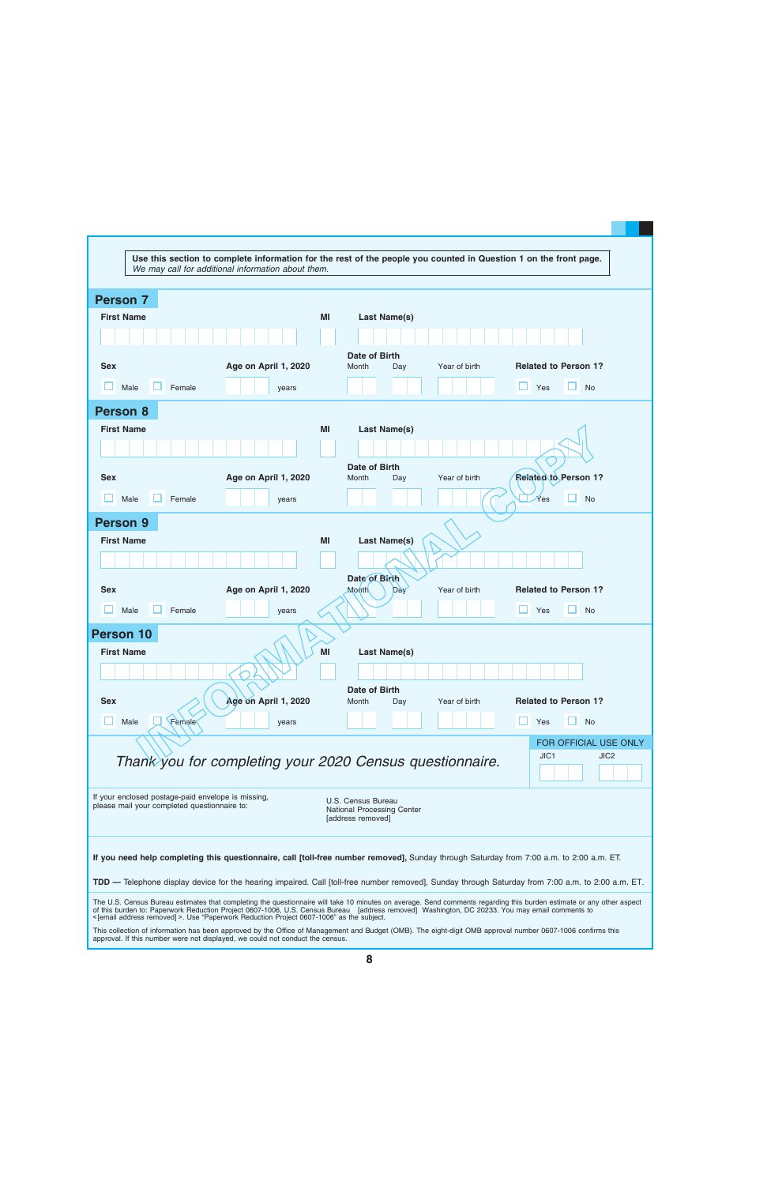**Use this section to complete information for the rest of the people you counted in Question 1 on the front page.**
*We may call for additional information about them.*

## Person 7

**First Name** **MI** **Last Name(s)**

**Sex** ☐ Male ☐ Female

**Age on April 1, 2020** ______ years

**Date of Birth** Month Day Year of birth

**Related to Person 1?** ☐ Yes ☐ No

## Person 8

**First Name** **MI** **Last Name(s)**

**Sex** ☐ Male ☐ Female

**Age on April 1, 2020** ______ years

**Date of Birth** Month Day Year of birth

**Related to Person 1?** ☐ Yes ☐ No

## Person 9

**First Name** **MI** **Last Name(s)**

**Sex** ☐ Male ☐ Female

**Age on April 1, 2020** ______ years

**Date of Birth** Month Day Year of birth

**Related to Person 1?** ☐ Yes ☐ No

## Person 10

**First Name** **MI** **Last Name(s)**

**Sex** ☐ Male ☐ Female

**Age on April 1, 2020** ______ years

**Date of Birth** Month Day Year of birth

**Related to Person 1?** ☐ Yes ☐ No

INFORMATIONAL COPY

*Thank you for completing your 2020 Census questionnaire.*

FOR OFFICIAL USE ONLY
JIC1 JIC2

If your enclosed postage-paid envelope is missing, please mail your completed questionnaire to:

U.S. Census Bureau
National Processing Center
[address removed]

**If you need help completing this questionnaire, call [toll-free number removed],** Sunday through Saturday from 7:00 a.m. to 2:00 a.m. ET.

**TDD —** Telephone display device for the hearing impaired. Call [toll-free number removed], Sunday through Saturday from 7:00 a.m. to 2:00 a.m. ET.

The U.S. Census Bureau estimates that completing the questionnaire will take 10 minutes on average. Send comments regarding this burden estimate or any other aspect of this burden to: Paperwork Reduction Project 0607-1006, U.S. Census Bureau [address removed] Washington, DC 20233. You may email comments to <[email address removed]>. Use "Paperwork Reduction Project 0607-1006" as the subject.

This collection of information has been approved by the Office of Management and Budget (OMB). The eight-digit OMB approval number 0607-1006 confirms this approval. If this number were not displayed, we could not conduct the census.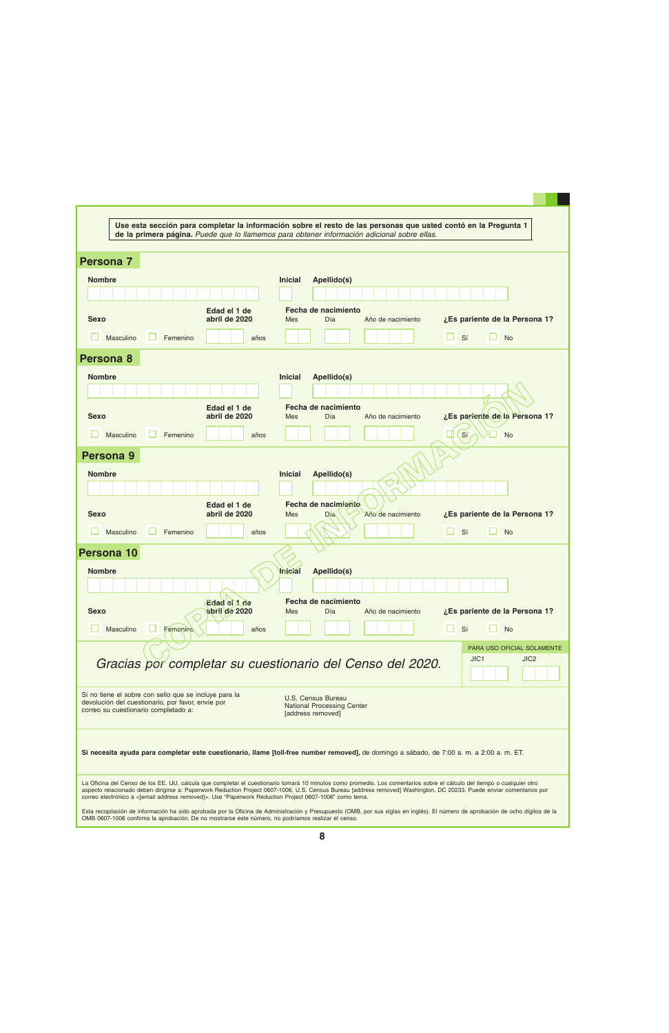Use esta sección para completar la información sobre el resto de las personas que usted contó en la Pregunta 1 de la primera página. *Puede que lo llamemos para obtener información adicional sobre ellas.*

## Persona 7

**Nombre** | **Inicial** | **Apellido(s)**

**Sexo**
☐ Masculino ☐ Femenino

**Edad el 1 de abril de 2020**
años

**Fecha de nacimiento**
Mes Día Año de nacimiento

**¿Es pariente de la Persona 1?**
☐ Sí ☐ No

## Persona 8

**Nombre** | **Inicial** | **Apellido(s)**

**Sexo**
☐ Masculino ☐ Femenino

**Edad el 1 de abril de 2020**
años

**Fecha de nacimiento**
Mes Día Año de nacimiento

**¿Es pariente de la Persona 1?**
☐ Sí ☐ No

## Persona 9

**Nombre** | **Inicial** | **Apellido(s)**

**Sexo**
☐ Masculino ☐ Femenino

**Edad el 1 de abril de 2020**
años

**Fecha de nacimiento**
Mes Día Año de nacimiento

**¿Es pariente de la Persona 1?**
☐ Sí ☐ No

## Persona 10

**Nombre** | **Inicial** | **Apellido(s)**

**Sexo**
☐ Masculino ☐ Femenino

**Edad el 1 de abril de 2020**
años

**Fecha de nacimiento**
Mes Día Año de nacimiento

**¿Es pariente de la Persona 1?**
☐ Sí ☐ No

COPIA DE INFORMACIÓN

*Gracias por completar su cuestionario del Censo del 2020.*

PARA USO OFICIAL SOLAMENTE
JIC1 JIC2

Si no tiene el sobre con sello que se incluye para la devolución del cuestionario, por favor, envíe por correo su cuestionario completado a:

U.S. Census Bureau
National Processing Center
[address removed]

**Si necesita ayuda para completar este cuestionario, llame [toll-free number removed],** de domingo a sábado, de 7:00 a. m. a 2:00 a. m. ET.

La Oficina del Censo de los EE. UU. calcula que completar el cuestionario tomará 10 minutos como promedio. Los comentarios sobre el cálculo del tiempo o cualquier otro aspecto relacionado deben dirigirse a: Paperwork Reduction Project 0607-1006, U.S. Census Bureau [address removed] Washington, DC 20233. Puede enviar comentarios por correo electrónico a <[email address removed]>. Use "Paperwork Reduction Project 0607-1006" como tema.

Esta recopilación de información ha sido aprobada por la Oficina de Administración y Presupuesto (OMB, por sus siglas en inglés). El número de aprobación de ocho dígitos de la OMB 0607-1006 confirma la aprobación. De no mostrarse este número, no podríamos realizar el censo.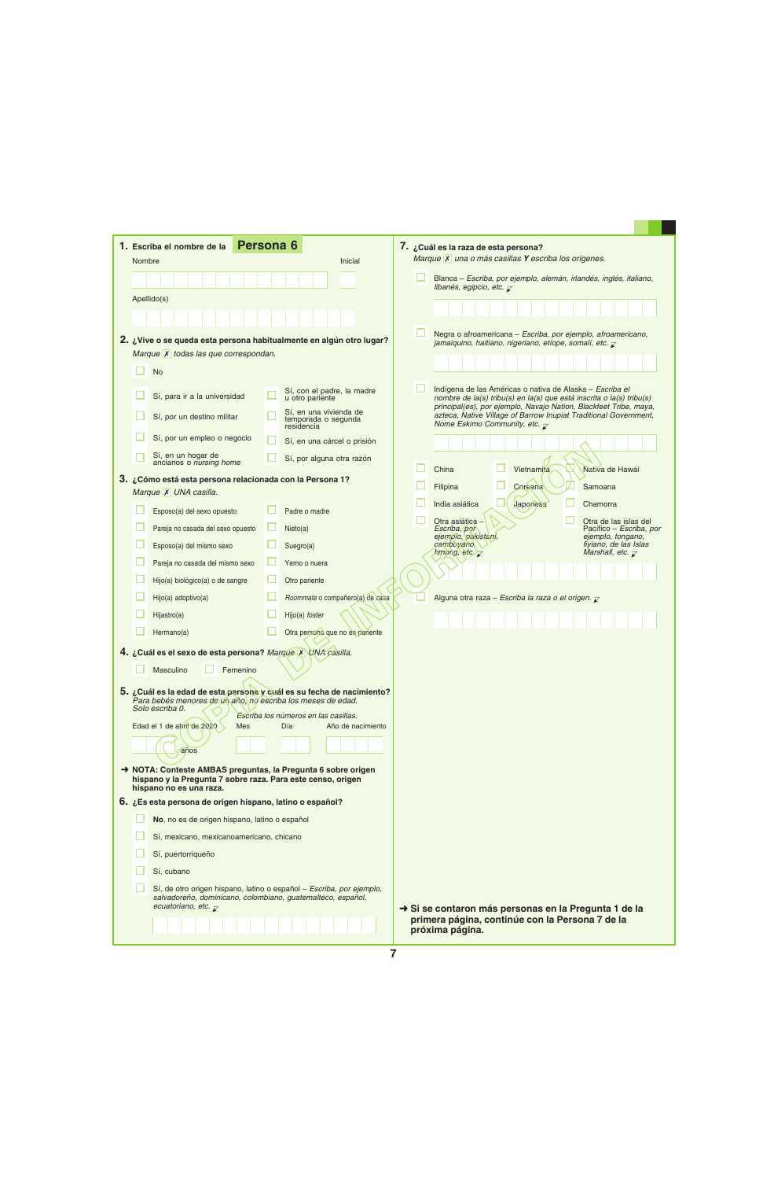**1.** Escriba el nombre de la **Persona 6**

Nombre — Inicial

Apellido(s)

**2. ¿Vive o se queda esta persona habitualmente en algún otro lugar?**
*Marque ✗ todas las que correspondan.*

- ☐ No
- ☐ Sí, para ir a la universidad
- ☐ Sí, por un destino militar
- ☐ Sí, por un empleo o negocio
- ☐ Sí, en un hogar de ancianos o *nursing home*
- ☐ Sí, con el padre, la madre u otro pariente
- ☐ Sí, en una vivienda de temporada o segunda residencia
- ☐ Sí, en una cárcel o prisión
- ☐ Sí, por alguna otra razón

**3. ¿Cómo está esta persona relacionada con la Persona 1?**
*Marque ✗ UNA casilla.*

- ☐ Esposo(a) del sexo opuesto
- ☐ Pareja no casada del sexo opuesto
- ☐ Esposo(a) del mismo sexo
- ☐ Pareja no casada del mismo sexo
- ☐ Hijo(a) biológico(a) o de sangre
- ☐ Hijo(a) adoptivo(a)
- ☐ Hijastro(a)
- ☐ Hermano(a)
- ☐ Padre o madre
- ☐ Nieto(a)
- ☐ Suegro(a)
- ☐ Yerno o nuera
- ☐ Otro pariente
- ☐ *Roommate* o compañero(a) de casa
- ☐ Hijo(a) *foster*
- ☐ Otra persona que no es pariente

**4. ¿Cuál es el sexo de esta persona?** *Marque ✗ UNA casilla.*

- ☐ Masculino
- ☐ Femenino

**5. ¿Cuál es la edad de esta persona y cuál es su fecha de nacimiento?**
*Para bebés menores de un año, no escriba los meses de edad. Solo escriba 0.*

*Escriba los números en las casillas.*

Edad el 1 de abril de 2020 — años | Mes | Día | Año de nacimiento

➜ **NOTA: Conteste AMBAS preguntas, la Pregunta 6 sobre origen hispano y la Pregunta 7 sobre raza. Para este censo, origen hispano no es una raza.**

**6. ¿Es esta persona de origen hispano, latino o español?**

- ☐ **No**, no es de origen hispano, latino o español
- ☐ Sí, mexicano, mexicanoamericano, chicano
- ☐ Sí, puertorriqueño
- ☐ Sí, cubano
- ☐ Sí, de otro origen hispano, latino o español – *Escriba, por ejemplo, salvadoreño, dominicano, colombiano, guatemalteco, español, ecuatoriano, etc.*

**7. ¿Cuál es la raza de esta persona?**
*Marque ✗ una o más casillas Y escriba los orígenes.*

- ☐ Blanca – *Escriba, por ejemplo, alemán, irlandés, inglés, italiano, libanés, egipcio, etc.*
- ☐ Negra o afroamericana – *Escriba, por ejemplo, afroamericano, jamaiquino, haitiano, nigeriano, etíope, somalí, etc.*
- ☐ Indígena de las Américas o nativa de Alaska – *Escriba el nombre de la(s) tribu(s) en la(s) que está inscrita o la(s) tribu(s) principal(es), por ejemplo, Navajo Nation, Blackfeet Tribe, maya, azteca, Native Village of Barrow Inupiat Traditional Government, Nome Eskimo Community, etc.*
- ☐ China
- ☐ Vietnamita
- ☐ Nativa de Hawái
- ☐ Filipina
- ☐ Coreana
- ☐ Samoana
- ☐ India asiática
- ☐ Japonesa
- ☐ Chamorra
- ☐ Otra asiática – *Escriba, por ejemplo, pakistaní, camboyano, hmong, etc.*
- ☐ Otra de las islas del Pacífico – *Escriba, por ejemplo, tongano, fiyiano, de las Islas Marshall, etc.*
- ☐ Alguna otra raza – *Escriba la raza o el origen.*

➜ **Si se contaron más personas en la Pregunta 1 de la primera página, continúe con la Persona 7 de la próxima página.**

COPIA DE INFORMACIÓN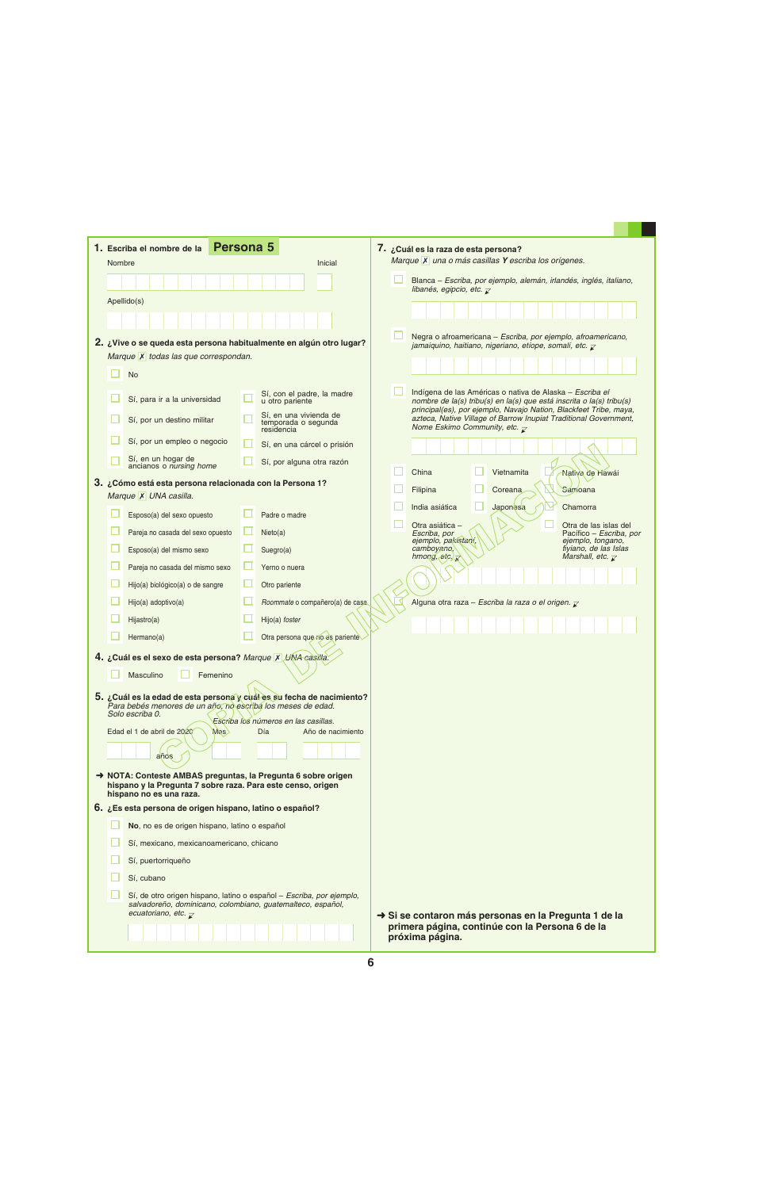**1.** Escriba el nombre de la **Persona 5**

Nombre

Inicial

Apellido(s)

**2. ¿Vive o se queda esta persona habitualmente en algún otro lugar?**
*Marque ✗ todas las que correspondan.*

- ☐ No
- ☐ Sí, para ir a la universidad
- ☐ Sí, por un destino militar
- ☐ Sí, por un empleo o negocio
- ☐ Sí, en un hogar de ancianos o *nursing home*
- ☐ Sí, con el padre, la madre u otro pariente
- ☐ Sí, en una vivienda de temporada o segunda residencia
- ☐ Sí, en una cárcel o prisión
- ☐ Sí, por alguna otra razón

**3. ¿Cómo está esta persona relacionada con la Persona 1?**
*Marque ✗ UNA casilla.*

- ☐ Esposo(a) del sexo opuesto
- ☐ Pareja no casada del sexo opuesto
- ☐ Esposo(a) del mismo sexo
- ☐ Pareja no casada del mismo sexo
- ☐ Hijo(a) biológico(a) o de sangre
- ☐ Hijo(a) adoptivo(a)
- ☐ Hijastro(a)
- ☐ Hermano(a)
- ☐ Padre o madre
- ☐ Nieto(a)
- ☐ Suegro(a)
- ☐ Yerno o nuera
- ☐ Otro pariente
- ☐ *Roommate* o compañero(a) de casa
- ☐ Hijo(a) *foster*
- ☐ Otra persona que no es pariente

**4. ¿Cuál es el sexo de esta persona?** *Marque ✗ UNA casilla.*

- ☐ Masculino
- ☐ Femenino

**5. ¿Cuál es la edad de esta persona y cuál es su fecha de nacimiento?**
*Para bebés menores de un año, no escriba los meses de edad. Solo escriba 0.*

*Escriba los números en las casillas.*

Edad el 1 de abril de 2020 — años | Mes | Día | Año de nacimiento

➜ **NOTA: Conteste AMBAS preguntas, la Pregunta 6 sobre origen hispano y la Pregunta 7 sobre raza. Para este censo, origen hispano no es una raza.**

**6. ¿Es esta persona de origen hispano, latino o español?**

- ☐ **No**, no es de origen hispano, latino o español
- ☐ Sí, mexicano, mexicanoamericano, chicano
- ☐ Sí, puertorriqueño
- ☐ Sí, cubano
- ☐ Sí, de otro origen hispano, latino o español – *Escriba, por ejemplo, salvadoreño, dominicano, colombiano, guatemalteco, español, ecuatoriano, etc.*

**7. ¿Cuál es la raza de esta persona?**
*Marque ✗ una o más casillas **Y** escriba los orígenes.*

- ☐ Blanca – *Escriba, por ejemplo, alemán, irlandés, inglés, italiano, libanés, egipcio, etc.*
- ☐ Negra o afroamericana – *Escriba, por ejemplo, afroamericano, jamaiquino, haitiano, nigeriano, etíope, somalí, etc.*
- ☐ Indígena de las Américas o nativa de Alaska – *Escriba el nombre de la(s) tribu(s) en la(s) que está inscrita o la(s) tribu(s) principal(es), por ejemplo, Navajo Nation, Blackfeet Tribe, maya, azteca, Native Village of Barrow Inupiat Traditional Government, Nome Eskimo Community, etc.*
- ☐ China
- ☐ Vietnamita
- ☐ Nativa de Hawái
- ☐ Filipina
- ☐ Coreana
- ☐ Samoana
- ☐ India asiática
- ☐ Japonesa
- ☐ Chamorra
- ☐ Otra asiática – *Escriba, por ejemplo, pakistaní, camboyano, hmong, etc.*
- ☐ Otra de las islas del Pacífico – *Escriba, por ejemplo, tongano, fiyiano, de las Islas Marshall, etc.*
- ☐ Alguna otra raza – *Escriba la raza o el origen.*

➜ **Si se contaron más personas en la Pregunta 1 de la primera página, continúe con la Persona 6 de la próxima página.**

COPIA DE INFORMACIÓN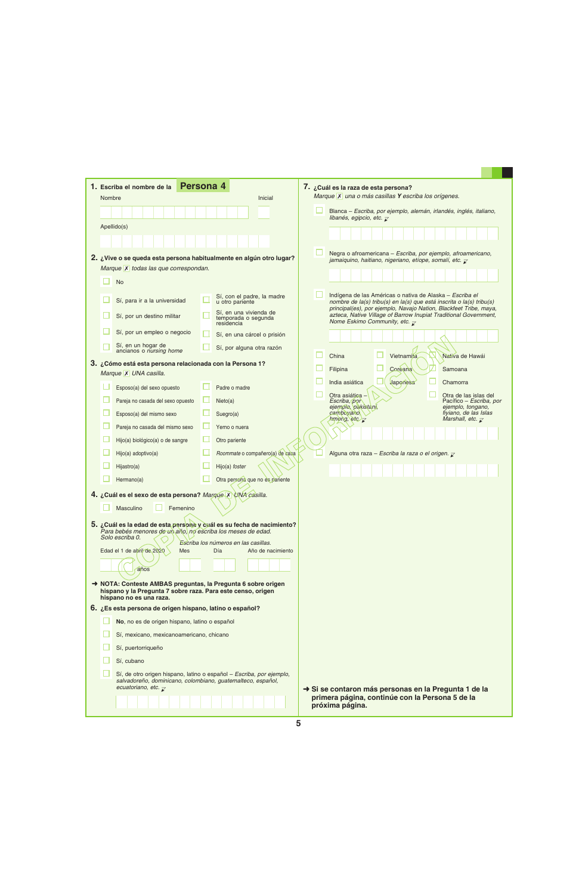**1.** Escriba el nombre de la **Persona 4**

Nombre — Inicial

Apellido(s)

**2. ¿Vive o se queda esta persona habitualmente en algún otro lugar?**
*Marque ✗ todas las que correspondan.*

- ☐ No
- ☐ Sí, para ir a la universidad
- ☐ Sí, por un destino militar
- ☐ Sí, por un empleo o negocio
- ☐ Sí, en un hogar de ancianos o *nursing home*
- ☐ Sí, con el padre, la madre u otro pariente
- ☐ Sí, en una vivienda de temporada o segunda residencia
- ☐ Sí, en una cárcel o prisión
- ☐ Sí, por alguna otra razón

**3. ¿Cómo está esta persona relacionada con la Persona 1?**
*Marque ✗ UNA casilla.*

- ☐ Esposo(a) del sexo opuesto
- ☐ Pareja no casada del sexo opuesto
- ☐ Esposo(a) del mismo sexo
- ☐ Pareja no casada del mismo sexo
- ☐ Hijo(a) biológico(a) o de sangre
- ☐ Hijo(a) adoptivo(a)
- ☐ Hijastro(a)
- ☐ Hermano(a)
- ☐ Padre o madre
- ☐ Nieto(a)
- ☐ Suegro(a)
- ☐ Yerno o nuera
- ☐ Otro pariente
- ☐ *Roommate* o compañero(a) de casa
- ☐ Hijo(a) *foster*
- ☐ Otra persona que no es pariente

**4. ¿Cuál es el sexo de esta persona?** *Marque ✗ UNA casilla.*

- ☐ Masculino
- ☐ Femenino

**5. ¿Cuál es la edad de esta persona y cuál es su fecha de nacimiento?**
*Para bebés menores de un año, no escriba los meses de edad. Solo escriba 0.*

*Escriba los números en las casillas.*

Edad el 1 de abril de 2020 ____ años — Mes — Día — Año de nacimiento

➜ **NOTA: Conteste AMBAS preguntas, la Pregunta 6 sobre origen hispano y la Pregunta 7 sobre raza. Para este censo, origen hispano no es una raza.**

**6. ¿Es esta persona de origen hispano, latino o español?**

- ☐ **No**, no es de origen hispano, latino o español
- ☐ Sí, mexicano, mexicanoamericano, chicano
- ☐ Sí, puertorriqueño
- ☐ Sí, cubano
- ☐ Sí, de otro origen hispano, latino o español – *Escriba, por ejemplo, salvadoreño, dominicano, colombiano, guatemalteco, español, ecuatoriano, etc.*

**7. ¿Cuál es la raza de esta persona?**
*Marque ✗ una o más casillas **Y** escriba los orígenes.*

- ☐ Blanca – *Escriba, por ejemplo, alemán, irlandés, inglés, italiano, libanés, egipcio, etc.*
- ☐ Negra o afroamericana – *Escriba, por ejemplo, afroamericano, jamaiquino, haitiano, nigeriano, etíope, somalí, etc.*
- ☐ Indígena de las Américas o nativa de Alaska – *Escriba el nombre de la(s) tribu(s) en la(s) que está inscrita o la(s) tribu(s) principal(es), por ejemplo, Navajo Nation, Blackfeet Tribe, maya, azteca, Native Village of Barrow Inupiat Traditional Government, Nome Eskimo Community, etc.*
- ☐ China
- ☐ Filipina
- ☐ India asiática
- ☐ Otra asiática – *Escriba, por ejemplo, pakistaní, camboyano, hmong, etc.*
- ☐ Vietnamita
- ☐ Coreana
- ☐ Japonesa
- ☐ Nativa de Hawái
- ☐ Samoana
- ☐ Chamorra
- ☐ Otra de las islas del Pacífico – *Escriba, por ejemplo, tongano, fiyiano, de las Islas Marshall, etc.*
- ☐ Alguna otra raza – *Escriba la raza o el origen.*

➜ **Si se contaron más personas en la Pregunta 1 de la primera página, continúe con la Persona 5 de la próxima página.**

COPIA DE INFORMACIÓN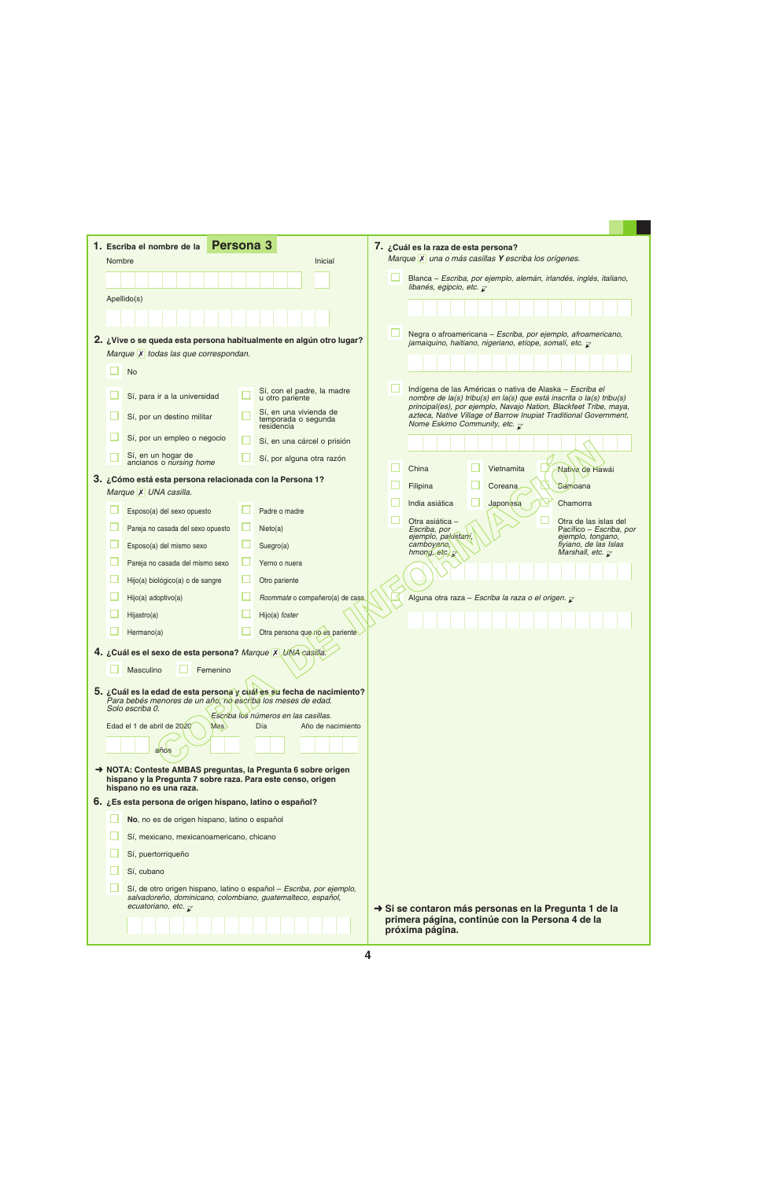**1.** Escriba el nombre de la **Persona 3**

Nombre — Inicial

Apellido(s)

**2. ¿Vive o se queda esta persona habitualmente en algún otro lugar?**
*Marque ✗ todas las que correspondan.*

- ☐ No
- ☐ Sí, para ir a la universidad
- ☐ Sí, por un destino militar
- ☐ Sí, por un empleo o negocio
- ☐ Sí, en un hogar de ancianos o *nursing home*
- ☐ Sí, con el padre, la madre u otro pariente
- ☐ Sí, en una vivienda de temporada o segunda residencia
- ☐ Sí, en una cárcel o prisión
- ☐ Sí, por alguna otra razón

**3. ¿Cómo está esta persona relacionada con la Persona 1?**
*Marque ✗ UNA casilla.*

- ☐ Esposo(a) del sexo opuesto
- ☐ Pareja no casada del sexo opuesto
- ☐ Esposo(a) del mismo sexo
- ☐ Pareja no casada del mismo sexo
- ☐ Hijo(a) biológico(a) o de sangre
- ☐ Hijo(a) adoptivo(a)
- ☐ Hijastro(a)
- ☐ Hermano(a)
- ☐ Padre o madre
- ☐ Nieto(a)
- ☐ Suegro(a)
- ☐ Yerno o nuera
- ☐ Otro pariente
- ☐ *Roommate* o compañero(a) de casa
- ☐ Hijo(a) *foster*
- ☐ Otra persona que no es pariente

**4. ¿Cuál es el sexo de esta persona?** *Marque ✗ UNA casilla.*

- ☐ Masculino
- ☐ Femenino

**5. ¿Cuál es la edad de esta persona y cuál es su fecha de nacimiento?**
*Para bebés menores de un año, no escriba los meses de edad. Solo escriba 0.*

*Escriba los números en las casillas.*

Edad el 1 de abril de 2020 ____ años — Mes — Día — Año de nacimiento

➜ **NOTA: Conteste AMBAS preguntas, la Pregunta 6 sobre origen hispano y la Pregunta 7 sobre raza. Para este censo, origen hispano no es una raza.**

**6. ¿Es esta persona de origen hispano, latino o español?**

- ☐ **No**, no es de origen hispano, latino o español
- ☐ Sí, mexicano, mexicanoamericano, chicano
- ☐ Sí, puertorriqueño
- ☐ Sí, cubano
- ☐ Sí, de otro origen hispano, latino o español – *Escriba, por ejemplo, salvadoreño, dominicano, colombiano, guatemalteco, español, ecuatoriano, etc.*

**7. ¿Cuál es la raza de esta persona?**
*Marque ✗ una o más casillas **Y** escriba los orígenes.*

- ☐ Blanca – *Escriba, por ejemplo, alemán, irlandés, inglés, italiano, libanés, egipcio, etc.*
- ☐ Negra o afroamericana – *Escriba, por ejemplo, afroamericano, jamaiquino, haitiano, nigeriano, etíope, somalí, etc.*
- ☐ Indígena de las Américas o nativa de Alaska – *Escriba el nombre de la(s) tribu(s) en la(s) que está inscrita o la(s) tribu(s) principal(es), por ejemplo, Navajo Nation, Blackfeet Tribe, maya, azteca, Native Village of Barrow Inupiat Traditional Government, Nome Eskimo Community, etc.*
- ☐ China
- ☐ Vietnamita
- ☐ Nativa de Hawái
- ☐ Filipina
- ☐ Coreana
- ☐ Samoana
- ☐ India asiática
- ☐ Japonesa
- ☐ Chamorra
- ☐ Otra asiática – *Escriba, por ejemplo, pakistaní, camboyano, hmong, etc.*
- ☐ Otra de las islas del Pacífico – *Escriba, por ejemplo, tongano, fiyiano, de las Islas Marshall, etc.*
- ☐ Alguna otra raza – *Escriba la raza o el origen.*

➜ **Si se contaron más personas en la Pregunta 1 de la primera página, continúe con la Persona 4 de la próxima página.**

COPIA DE INFORMACIÓN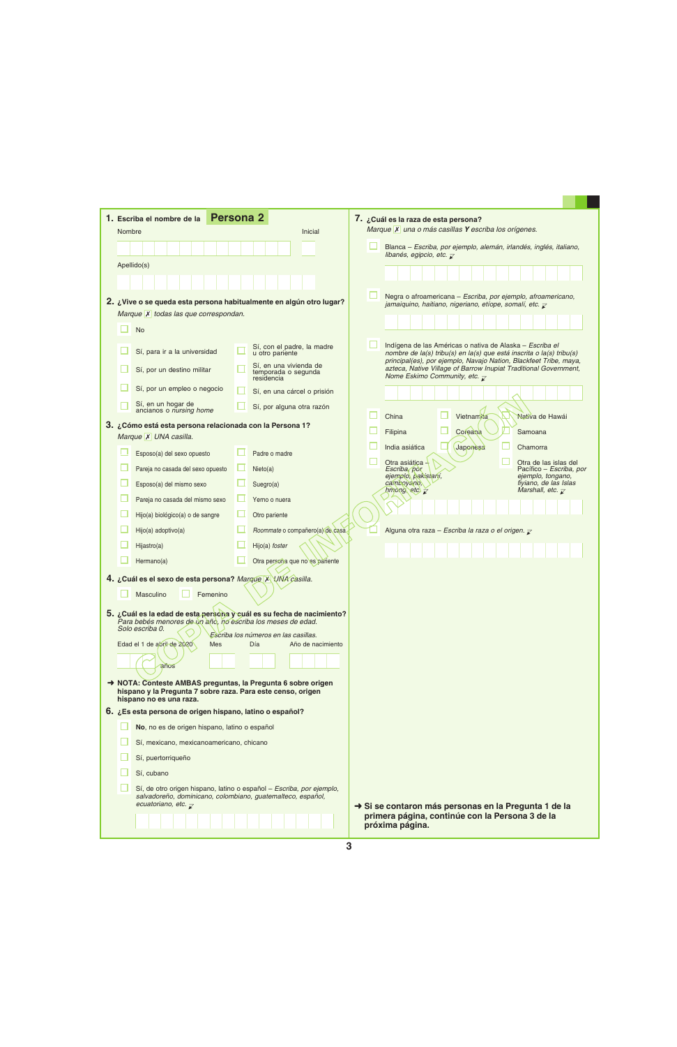**1.** Escriba el nombre de la **Persona 2**

Nombre

Inicial

Apellido(s)

**2. ¿Vive o se queda esta persona habitualmente en algún otro lugar?**
*Marque ✗ todas las que correspondan.*

- ☐ No
- ☐ Sí, para ir a la universidad
- ☐ Sí, por un destino militar
- ☐ Sí, por un empleo o negocio
- ☐ Sí, en un hogar de ancianos o *nursing home*
- ☐ Sí, con el padre, la madre u otro pariente
- ☐ Sí, en una vivienda de temporada o segunda residencia
- ☐ Sí, en una cárcel o prisión
- ☐ Sí, por alguna otra razón

**3. ¿Cómo está esta persona relacionada con la Persona 1?**
*Marque ✗ UNA casilla.*

- ☐ Esposo(a) del sexo opuesto
- ☐ Pareja no casada del sexo opuesto
- ☐ Esposo(a) del mismo sexo
- ☐ Pareja no casada del mismo sexo
- ☐ Hijo(a) biológico(a) o de sangre
- ☐ Hijo(a) adoptivo(a)
- ☐ Hijastro(a)
- ☐ Hermano(a)
- ☐ Padre o madre
- ☐ Nieto(a)
- ☐ Suegro(a)
- ☐ Yerno o nuera
- ☐ Otro pariente
- ☐ *Roommate* o compañero(a) de casa
- ☐ Hijo(a) *foster*
- ☐ Otra persona que no es pariente

**4. ¿Cuál es el sexo de esta persona?** *Marque ✗ UNA casilla.*

- ☐ Masculino
- ☐ Femenino

**5. ¿Cuál es la edad de esta persona y cuál es su fecha de nacimiento?**
*Para bebés menores de un año, no escriba los meses de edad. Solo escriba 0.*

*Escriba los números en las casillas.*

Edad el 1 de abril de 2020 ___ años | Mes | Día | Año de nacimiento

➜ **NOTA: Conteste AMBAS preguntas, la Pregunta 6 sobre origen hispano y la Pregunta 7 sobre raza. Para este censo, origen hispano no es una raza.**

**6. ¿Es esta persona de origen hispano, latino o español?**

- ☐ **No**, no es de origen hispano, latino o español
- ☐ Sí, mexicano, mexicanoamericano, chicano
- ☐ Sí, puertorriqueño
- ☐ Sí, cubano
- ☐ Sí, de otro origen hispano, latino o español – *Escriba, por ejemplo, salvadoreño, dominicano, colombiano, guatemalteco, español, ecuatoriano, etc.*

**7. ¿Cuál es la raza de esta persona?**
*Marque ✗ una o más casillas **Y** escriba los orígenes.*

- ☐ Blanca – *Escriba, por ejemplo, alemán, irlandés, inglés, italiano, libanés, egipcio, etc.*
- ☐ Negra o afroamericana – *Escriba, por ejemplo, afroamericano, jamaiquino, haitiano, nigeriano, etíope, somalí, etc.*
- ☐ Indígena de las Américas o nativa de Alaska – *Escriba el nombre de la(s) tribu(s) en la(s) que está inscrita o la(s) tribu(s) principal(es), por ejemplo, Navajo Nation, Blackfeet Tribe, maya, azteca, Native Village of Barrow Inupiat Traditional Government, Nome Eskimo Community, etc.*
- ☐ China
- ☐ Vietnamita
- ☐ Nativa de Hawái
- ☐ Filipina
- ☐ Coreana
- ☐ Samoana
- ☐ India asiática
- ☐ Japonesa
- ☐ Chamorra
- ☐ Otra asiática – *Escriba, por ejemplo, pakistaní, camboyano, hmong, etc.*
- ☐ Otra de las islas del Pacífico – *Escriba, por ejemplo, tongano, fiyiano, de las Islas Marshall, etc.*
- ☐ Alguna otra raza – *Escriba la raza o el origen.*

➜ **Si se contaron más personas en la Pregunta 1 de la primera página, continúe con la Persona 3 de la próxima página.**

COPIA DE INFORMACIÓN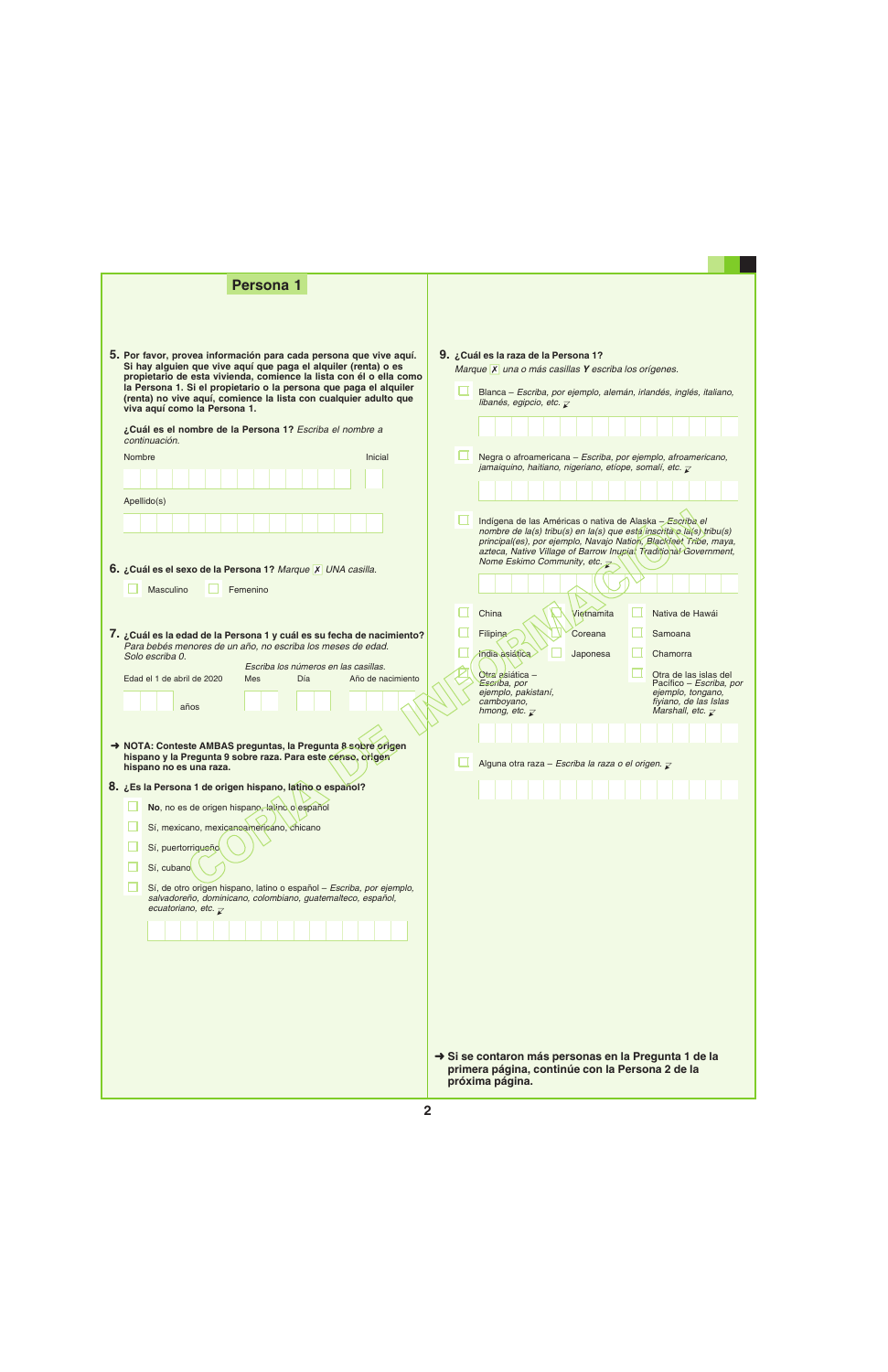## Persona 1

**5.** **Por favor, provea información para cada persona que vive aquí. Si hay alguien que vive aquí que paga el alquiler (renta) o es propietario de esta vivienda, comience la lista con él o ella como la Persona 1. Si el propietario o la persona que paga el alquiler (renta) no vive aquí, comience la lista con cualquier adulto que viva aquí como la Persona 1.**

**¿Cuál es el nombre de la Persona 1?** *Escriba el nombre a continuación.*

Nombre — Inicial

Apellido(s)

**6.** **¿Cuál es el sexo de la Persona 1?** *Marque ☒ UNA casilla.*

- ☐ Masculino
- ☐ Femenino

**7.** **¿Cuál es la edad de la Persona 1 y cuál es su fecha de nacimiento?** *Para bebés menores de un año, no escriba los meses de edad. Solo escriba 0.*

*Escriba los números en las casillas.*

Edad el 1 de abril de 2020 — años | Mes | Día | Año de nacimiento

➜ **NOTA: Conteste AMBAS preguntas, la Pregunta 8 sobre origen hispano y la Pregunta 9 sobre raza. Para este censo, origen hispano no es una raza.**

**8.** **¿Es la Persona 1 de origen hispano, latino o español?**

- ☐ **No**, no es de origen hispano, latino o español
- ☐ Sí, mexicano, mexicanoamericano, chicano
- ☐ Sí, puertorriqueño
- ☐ Sí, cubano
- ☐ Sí, de otro origen hispano, latino o español – *Escriba, por ejemplo, salvadoreño, dominicano, colombiano, guatemalteco, español, ecuatoriano, etc.*

**9.** **¿Cuál es la raza de la Persona 1?**
*Marque ☒ una o más casillas **Y** escriba los orígenes.*

- ☐ Blanca – *Escriba, por ejemplo, alemán, irlandés, inglés, italiano, libanés, egipcio, etc.*
- ☐ Negra o afroamericana – *Escriba, por ejemplo, afroamericano, jamaiquino, haitiano, nigeriano, etíope, somalí, etc.*
- ☐ Indígena de las Américas o nativa de Alaska – *Escriba el nombre de la(s) tribu(s) en la(s) que está inscrita o la(s) tribu(s) principal(es), por ejemplo, Navajo Nation, Blackfeet Tribe, maya, azteca, Native Village of Barrow Inupiat Traditional Government, Nome Eskimo Community, etc.*
- ☐ China
- ☐ Vietnamita
- ☐ Nativa de Hawái
- ☐ Filipina
- ☐ Coreana
- ☐ Samoana
- ☐ India asiática
- ☐ Japonesa
- ☐ Chamorra
- ☐ Otra asiática – *Escriba, por ejemplo, pakistaní, camboyano, hmong, etc.*
- ☐ Otra de las islas del Pacífico – *Escriba, por ejemplo, tongano, fiyiano, de las Islas Marshall, etc.*
- ☐ Alguna otra raza – *Escriba la raza o el origen.*

➜ **Si se contaron más personas en la Pregunta 1 de la primera página, continúe con la Persona 2 de la próxima página.**

COPIA DE INFORMACIÓN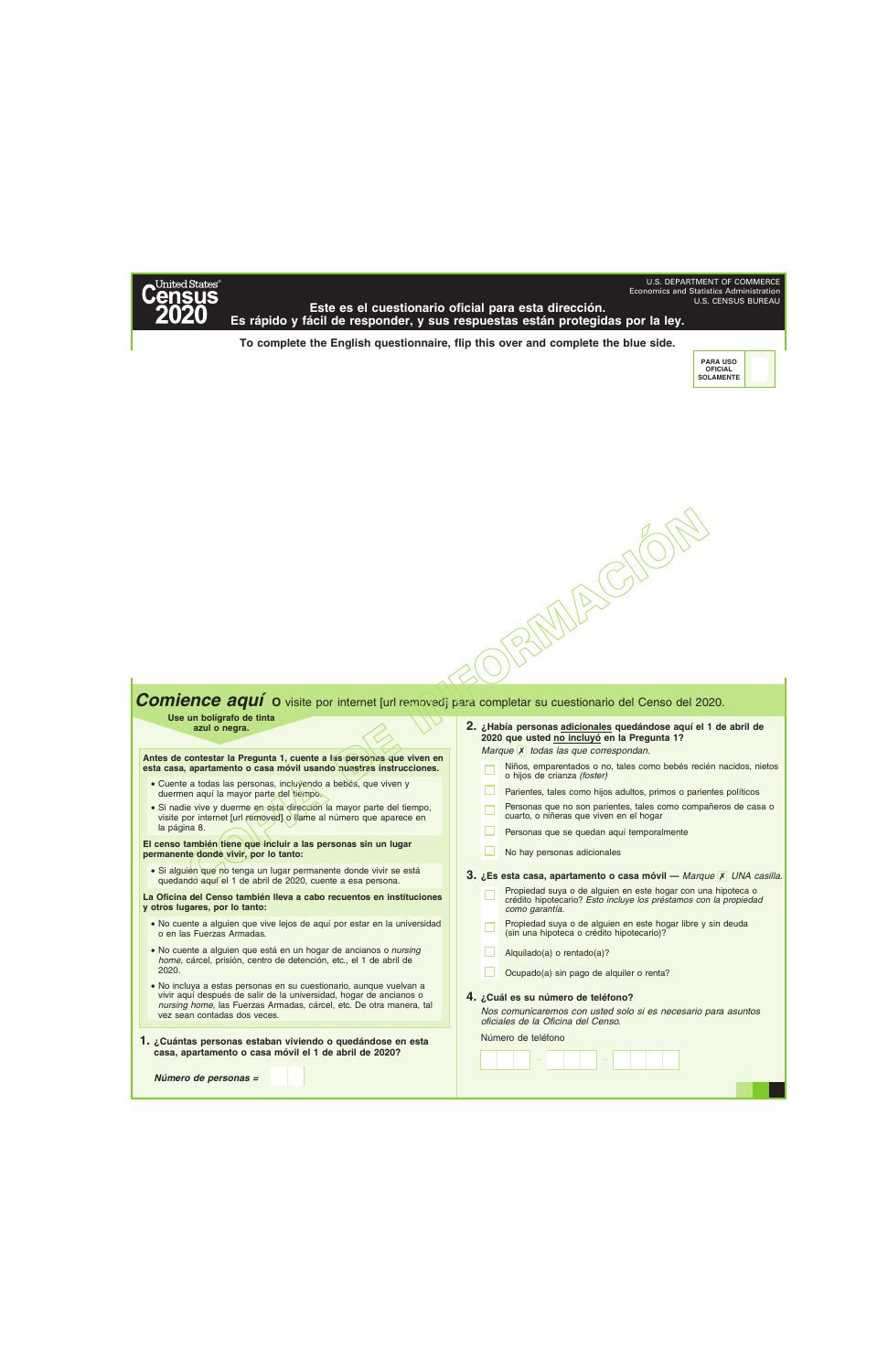United States® Census 2020

U.S. DEPARTMENT OF COMMERCE
Economics and Statistics Administration
U.S. CENSUS BUREAU

**Este es el cuestionario oficial para esta dirección.**
**Es rápido y fácil de responder, y sus respuestas están protegidas por la ley.**

**To complete the English questionnaire, flip this over and complete the blue side.**

PARA USO OFICIAL SOLAMENTE

COPIA DE INFORMACIÓN

## *Comience aquí* o visite por internet [url removed] para completar su cuestionario del Censo del 2020.

**Use un bolígrafo de tinta azul o negra.**

**Antes de contestar la Pregunta 1, cuente a las personas que viven en esta casa, apartamento o casa móvil usando nuestras instrucciones.**

- Cuente a todas las personas, incluyendo a bebés, que viven y duermen aquí la mayor parte del tiempo.
- Si nadie vive y duerme en esta dirección la mayor parte del tiempo, visite por internet [url removed] o llame al número que aparece en la página 8.

**El censo también tiene que incluir a las personas sin un lugar permanente donde vivir, por lo tanto:**

- Si alguien que no tenga un lugar permanente donde vivir se está quedando aquí el 1 de abril de 2020, cuente a esa persona.

**La Oficina del Censo también lleva a cabo recuentos en instituciones y otros lugares, por lo tanto:**

- No cuente a alguien que vive lejos de aquí por estar en la universidad o en las Fuerzas Armadas.
- No cuente a alguien que está en un hogar de ancianos o *nursing home*, cárcel, prisión, centro de detención, etc., el 1 de abril de 2020.
- No incluya a estas personas en su cuestionario, aunque vuelvan a vivir aquí después de salir de la universidad, hogar de ancianos o *nursing home*, las Fuerzas Armadas, cárcel, etc. De otra manera, tal vez sean contadas dos veces.

**1. ¿Cuántas personas estaban viviendo o quedándose en esta casa, apartamento o casa móvil el 1 de abril de 2020?**

***Número de personas =*** ☐☐

**2. ¿Había personas adicionales quedándose aquí el 1 de abril de 2020 que usted no incluyó en la Pregunta 1?**

*Marque ✗ todas las que correspondan.*

- ☐ Niños, emparentados o no, tales como bebés recién nacidos, nietos o hijos de crianza *(foster)*
- ☐ Parientes, tales como hijos adultos, primos o parientes políticos
- ☐ Personas que no son parientes, tales como compañeros de casa o cuarto, o niñeras que viven en el hogar
- ☐ Personas que se quedan aquí temporalmente
- ☐ No hay personas adicionales

**3. ¿Es esta casa, apartamento o casa móvil —** *Marque ✗ UNA casilla.*

- ☐ Propiedad suya o de alguien en este hogar con una hipoteca o crédito hipotecario? *Esto incluye los préstamos con la propiedad como garantía.*
- ☐ Propiedad suya o de alguien en este hogar libre y sin deuda (sin una hipoteca o crédito hipotecario)?
- ☐ Alquilado(a) o rentado(a)?
- ☐ Ocupado(a) sin pago de alquiler o renta?

**4. ¿Cuál es su número de teléfono?**

*Nos comunicaremos con usted solo si es necesario para asuntos oficiales de la Oficina del Censo.*

Número de teléfono

☐☐☐ – ☐☐☐ – ☐☐☐☐